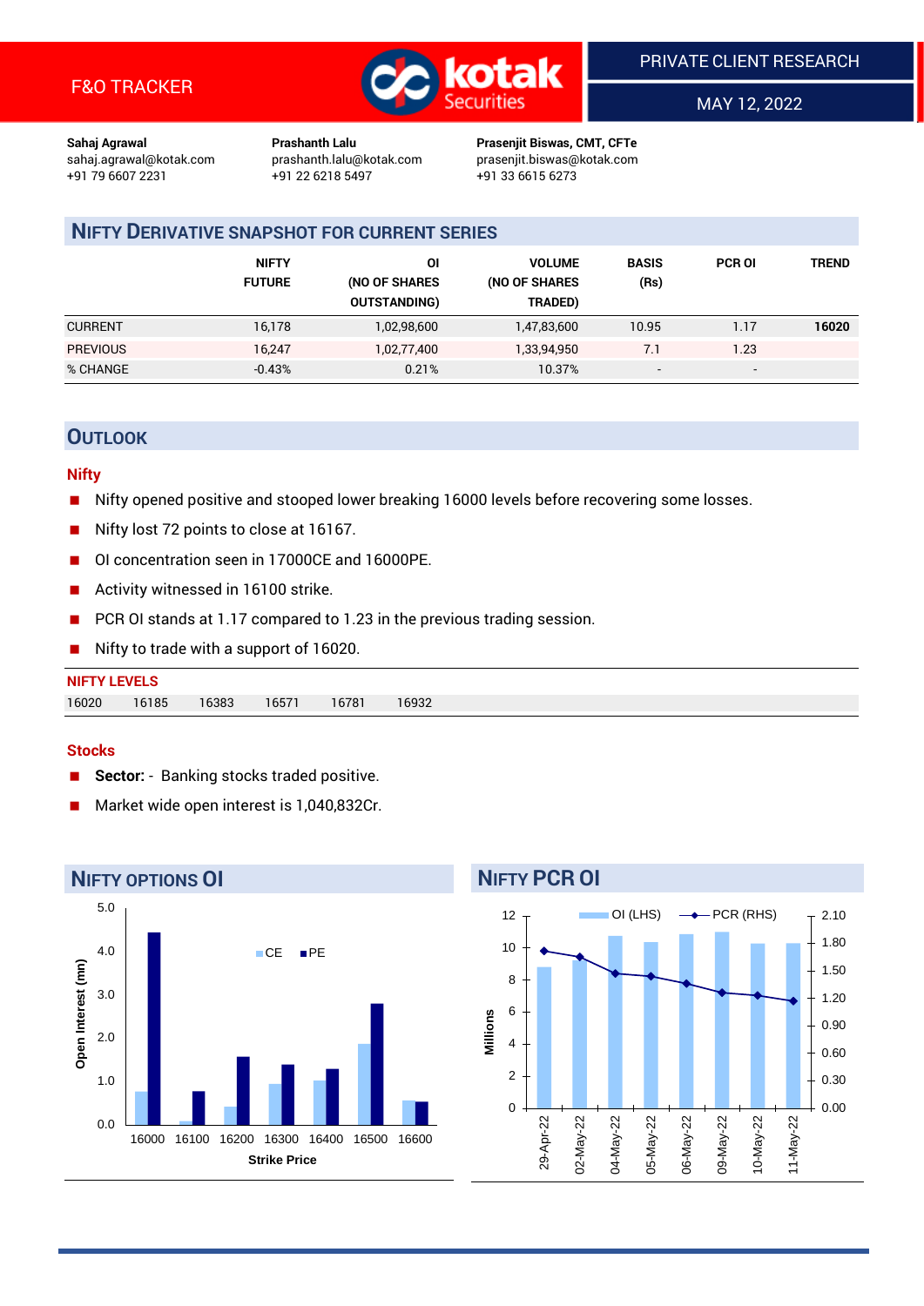F&O TRACKER

PRIVATE CLIENT RESEARCH

MAY 12, 2022

**Sahaj Agrawal**
sahaj.agrawal@kotak.com
+91 79 6607 2231

**Prashanth Lalu**
prashanth.lalu@kotak.com
+91 22 6218 5497

**Prasenjit Biswas, CMT, CFTe**
prasenjit.biswas@kotak.com
+91 33 6615 6273

## NIFTY DERIVATIVE SNAPSHOT FOR CURRENT SERIES

| | NIFTY FUTURE | OI (NO OF SHARES OUTSTANDING) | VOLUME (NO OF SHARES TRADED) | BASIS (Rs) | PCR OI | TREND |
|---|---|---|---|---|---|---|
| CURRENT | 16,178 | 1,02,98,600 | 1,47,83,600 | 10.95 | 1.17 | **16020** |
| PREVIOUS | 16,247 | 1,02,77,400 | 1,33,94,950 | 7.1 | 1.23 | |
| % CHANGE | -0.43% | 0.21% | 10.37% | - | - | |

## OUTLOOK

### Nifty

- Nifty opened positive and stooped lower breaking 16000 levels before recovering some losses.
- Nifty lost 72 points to close at 16167.
- OI concentration seen in 17000CE and 16000PE.
- Activity witnessed in 16100 strike.
- PCR OI stands at 1.17 compared to 1.23 in the previous trading session.
- Nifty to trade with a support of 16020.

**NIFTY LEVELS**

| 16020 | 16185 | 16383 | 16571 | 16781 | 16932 |
|---|---|---|---|---|---|

### Stocks

- **Sector:** - Banking stocks traded positive.
- Market wide open interest is 1,040,832Cr.

## NIFTY OPTIONS OI

| Strike Price | CE | PE |
|---|---|---|
| 16000 | ~0.8 | ~4.4 |
| 16100 | ~0.1 | ~0.8 |
| 16200 | ~0.4 | ~1.6 |
| 16300 | ~0.9 | ~1.4 |
| 16400 | ~1.0 | ~1.3 |
| 16500 | ~1.9 | ~2.8 |
| 16600 | ~0.6 | ~0.5 |

Open Interest (mn) vs. Strike Price

## NIFTY PCR OI

| Date | OI (LHS, Millions) | PCR (RHS) |
|---|---|---|
| 29-Apr-22 | ~8.8 | ~1.72 |
| 02-May-22 | ~9.3 | ~1.65 |
| 04-May-22 | ~10.8 | ~1.47 |
| 05-May-22 | ~10.4 | ~1.44 |
| 06-May-22 | ~10.9 | ~1.36 |
| 09-May-22 | ~11.0 | ~1.26 |
| 10-May-22 | ~10.3 | ~1.23 |
| 11-May-22 | ~10.3 | ~1.17 |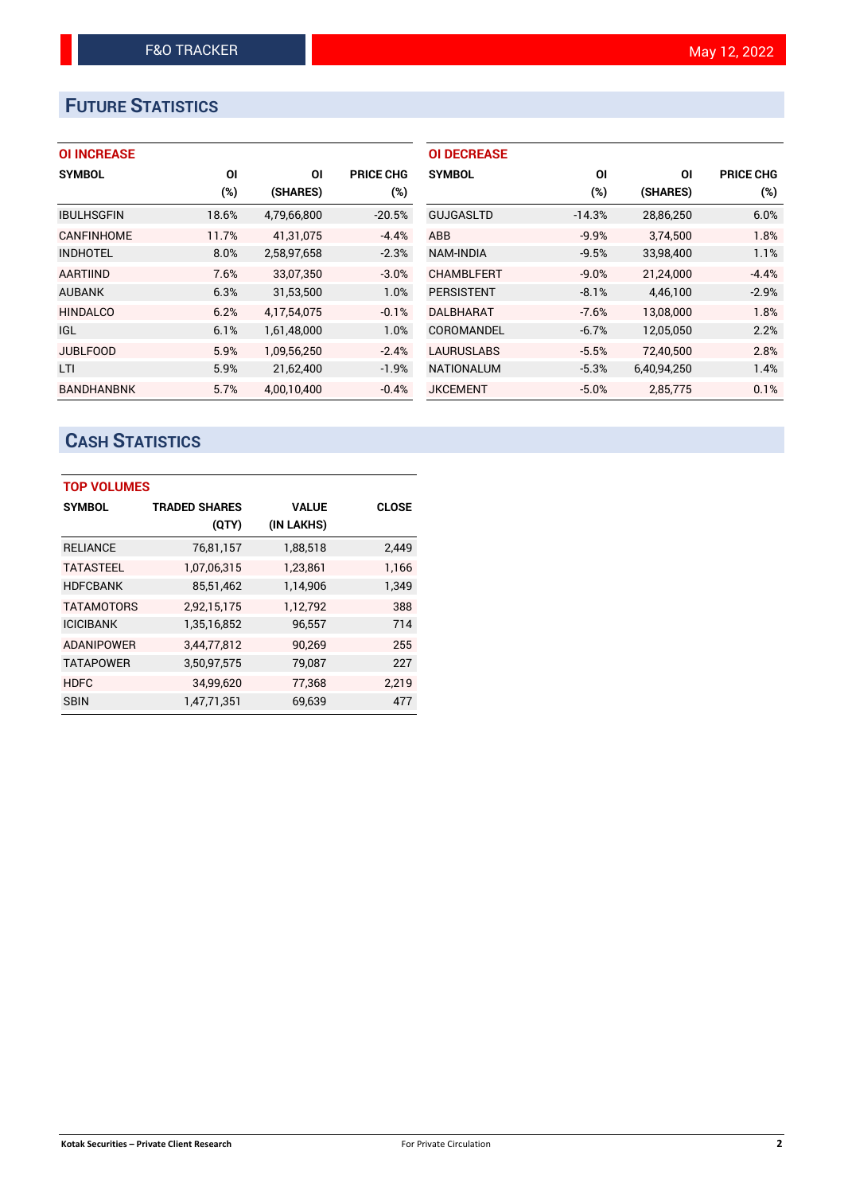## FUTURE STATISTICS

### OI INCREASE

| SYMBOL | OI (%) | OI (SHARES) | PRICE CHG (%) |
|---|---|---|---|
| IBULHSGFIN | 18.6% | 4,79,66,800 | -20.5% |
| CANFINHOME | 11.7% | 41,31,075 | -4.4% |
| INDHOTEL | 8.0% | 2,58,97,658 | -2.3% |
| AARTIIND | 7.6% | 33,07,350 | -3.0% |
| AUBANK | 6.3% | 31,53,500 | 1.0% |
| HINDALCO | 6.2% | 4,17,54,075 | -0.1% |
| IGL | 6.1% | 1,61,48,000 | 1.0% |
| JUBLFOOD | 5.9% | 1,09,56,250 | -2.4% |
| LTI | 5.9% | 21,62,400 | -1.9% |
| BANDHANBNK | 5.7% | 4,00,10,400 | -0.4% |

### OI DECREASE

| SYMBOL | OI (%) | OI (SHARES) | PRICE CHG (%) |
|---|---|---|---|
| GUJGASLTD | -14.3% | 28,86,250 | 6.0% |
| ABB | -9.9% | 3,74,500 | 1.8% |
| NAM-INDIA | -9.5% | 33,98,400 | 1.1% |
| CHAMBLFERT | -9.0% | 21,24,000 | -4.4% |
| PERSISTENT | -8.1% | 4,46,100 | -2.9% |
| DALBHARAT | -7.6% | 13,08,000 | 1.8% |
| COROMANDEL | -6.7% | 12,05,050 | 2.2% |
| LAURUSLABS | -5.5% | 72,40,500 | 2.8% |
| NATIONALUM | -5.3% | 6,40,94,250 | 1.4% |
| JKCEMENT | -5.0% | 2,85,775 | 0.1% |

## CASH STATISTICS

### TOP VOLUMES

| SYMBOL | TRADED SHARES (QTY) | VALUE (IN LAKHS) | CLOSE |
|---|---|---|---|
| RELIANCE | 76,81,157 | 1,88,518 | 2,449 |
| TATASTEEL | 1,07,06,315 | 1,23,861 | 1,166 |
| HDFCBANK | 85,51,462 | 1,14,906 | 1,349 |
| TATAMOTORS | 2,92,15,175 | 1,12,792 | 388 |
| ICICIBANK | 1,35,16,852 | 96,557 | 714 |
| ADANIPOWER | 3,44,77,812 | 90,269 | 255 |
| TATAPOWER | 3,50,97,575 | 79,087 | 227 |
| HDFC | 34,99,620 | 77,368 | 2,219 |
| SBIN | 1,47,71,351 | 69,639 | 477 |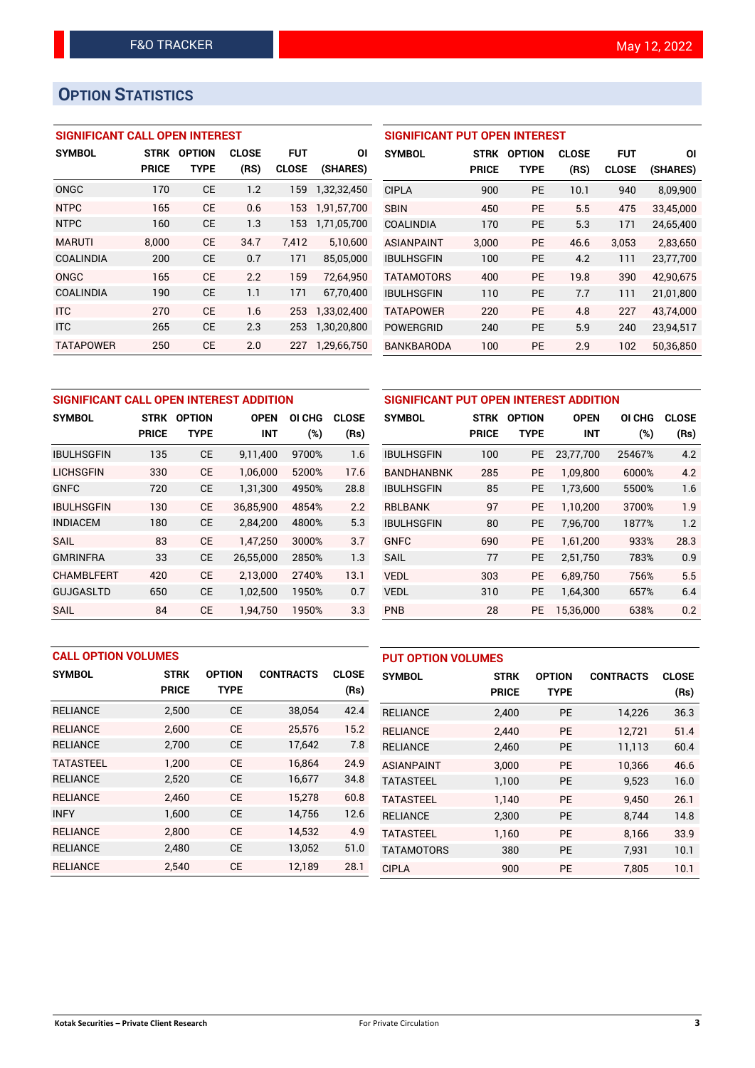F&O TRACKER May 12, 2022

## OPTION STATISTICS

### SIGNIFICANT CALL OPEN INTEREST

| SYMBOL | STRK PRICE | OPTION TYPE | CLOSE (RS) | FUT CLOSE | OI (SHARES) |
|---|---|---|---|---|---|
| ONGC | 170 | CE | 1.2 | 159 | 1,32,32,450 |
| NTPC | 165 | CE | 0.6 | 153 | 1,91,57,700 |
| NTPC | 160 | CE | 1.3 | 153 | 1,71,05,700 |
| MARUTI | 8,000 | CE | 34.7 | 7,412 | 5,10,600 |
| COALINDIA | 200 | CE | 0.7 | 171 | 85,05,000 |
| ONGC | 165 | CE | 2.2 | 159 | 72,64,950 |
| COALINDIA | 190 | CE | 1.1 | 171 | 67,70,400 |
| ITC | 270 | CE | 1.6 | 253 | 1,33,02,400 |
| ITC | 265 | CE | 2.3 | 253 | 1,30,20,800 |
| TATAPOWER | 250 | CE | 2.0 | 227 | 1,29,66,750 |

### SIGNIFICANT PUT OPEN INTEREST

| SYMBOL | STRK PRICE | OPTION TYPE | CLOSE (RS) | FUT CLOSE | OI (SHARES) |
|---|---|---|---|---|---|
| CIPLA | 900 | PE | 10.1 | 940 | 8,09,900 |
| SBIN | 450 | PE | 5.5 | 475 | 33,45,000 |
| COALINDIA | 170 | PE | 5.3 | 171 | 24,65,400 |
| ASIANPAINT | 3,000 | PE | 46.6 | 3,053 | 2,83,650 |
| IBULHSGFIN | 100 | PE | 4.2 | 111 | 23,77,700 |
| TATAMOTORS | 400 | PE | 19.8 | 390 | 42,90,675 |
| IBULHSGFIN | 110 | PE | 7.7 | 111 | 21,01,800 |
| TATAPOWER | 220 | PE | 4.8 | 227 | 43,74,000 |
| POWERGRID | 240 | PE | 5.9 | 240 | 23,94,517 |
| BANKBARODA | 100 | PE | 2.9 | 102 | 50,36,850 |

### SIGNIFICANT CALL OPEN INTEREST ADDITION

| SYMBOL | STRK PRICE | OPTION TYPE | OPEN INT | OI CHG (%) | CLOSE (Rs) |
|---|---|---|---|---|---|
| IBULHSGFIN | 135 | CE | 9,11,400 | 9700% | 1.6 |
| LICHSGFIN | 330 | CE | 1,06,000 | 5200% | 17.6 |
| GNFC | 720 | CE | 1,31,300 | 4950% | 28.8 |
| IBULHSGFIN | 130 | CE | 36,85,900 | 4854% | 2.2 |
| INDIACEM | 180 | CE | 2,84,200 | 4800% | 5.3 |
| SAIL | 83 | CE | 1,47,250 | 3000% | 3.7 |
| GMRINFRA | 33 | CE | 26,55,000 | 2850% | 1.3 |
| CHAMBLFERT | 420 | CE | 2,13,000 | 2740% | 13.1 |
| GUJGASLTD | 650 | CE | 1,02,500 | 1950% | 0.7 |
| SAIL | 84 | CE | 1,94,750 | 1950% | 3.3 |

### SIGNIFICANT PUT OPEN INTEREST ADDITION

| SYMBOL | STRK PRICE | OPTION TYPE | OPEN INT | OI CHG (%) | CLOSE (Rs) |
|---|---|---|---|---|---|
| IBULHSGFIN | 100 | PE | 23,77,700 | 25467% | 4.2 |
| BANDHANBNK | 285 | PE | 1,09,800 | 6000% | 4.2 |
| IBULHSGFIN | 85 | PE | 1,73,600 | 5500% | 1.6 |
| RBLBANK | 97 | PE | 1,10,200 | 3700% | 1.9 |
| IBULHSGFIN | 80 | PE | 7,96,700 | 1877% | 1.2 |
| GNFC | 690 | PE | 1,61,200 | 933% | 28.3 |
| SAIL | 77 | PE | 2,51,750 | 783% | 0.9 |
| VEDL | 303 | PE | 6,89,750 | 756% | 5.5 |
| VEDL | 310 | PE | 1,64,300 | 657% | 6.4 |
| PNB | 28 | PE | 15,36,000 | 638% | 0.2 |

### CALL OPTION VOLUMES

| SYMBOL | STRK PRICE | OPTION TYPE | CONTRACTS | CLOSE (Rs) |
|---|---|---|---|---|
| RELIANCE | 2,500 | CE | 38,054 | 42.4 |
| RELIANCE | 2,600 | CE | 25,576 | 15.2 |
| RELIANCE | 2,700 | CE | 17,642 | 7.8 |
| TATASTEEL | 1,200 | CE | 16,864 | 24.9 |
| RELIANCE | 2,520 | CE | 16,677 | 34.8 |
| RELIANCE | 2,460 | CE | 15,278 | 60.8 |
| INFY | 1,600 | CE | 14,756 | 12.6 |
| RELIANCE | 2,800 | CE | 14,532 | 4.9 |
| RELIANCE | 2,480 | CE | 13,052 | 51.0 |
| RELIANCE | 2,540 | CE | 12,189 | 28.1 |

### PUT OPTION VOLUMES

| SYMBOL | STRK PRICE | OPTION TYPE | CONTRACTS | CLOSE (Rs) |
|---|---|---|---|---|
| RELIANCE | 2,400 | PE | 14,226 | 36.3 |
| RELIANCE | 2,440 | PE | 12,721 | 51.4 |
| RELIANCE | 2,460 | PE | 11,113 | 60.4 |
| ASIANPAINT | 3,000 | PE | 10,366 | 46.6 |
| TATASTEEL | 1,100 | PE | 9,523 | 16.0 |
| TATASTEEL | 1,140 | PE | 9,450 | 26.1 |
| RELIANCE | 2,300 | PE | 8,744 | 14.8 |
| TATASTEEL | 1,160 | PE | 8,166 | 33.9 |
| TATAMOTORS | 380 | PE | 7,931 | 10.1 |
| CIPLA | 900 | PE | 7,805 | 10.1 |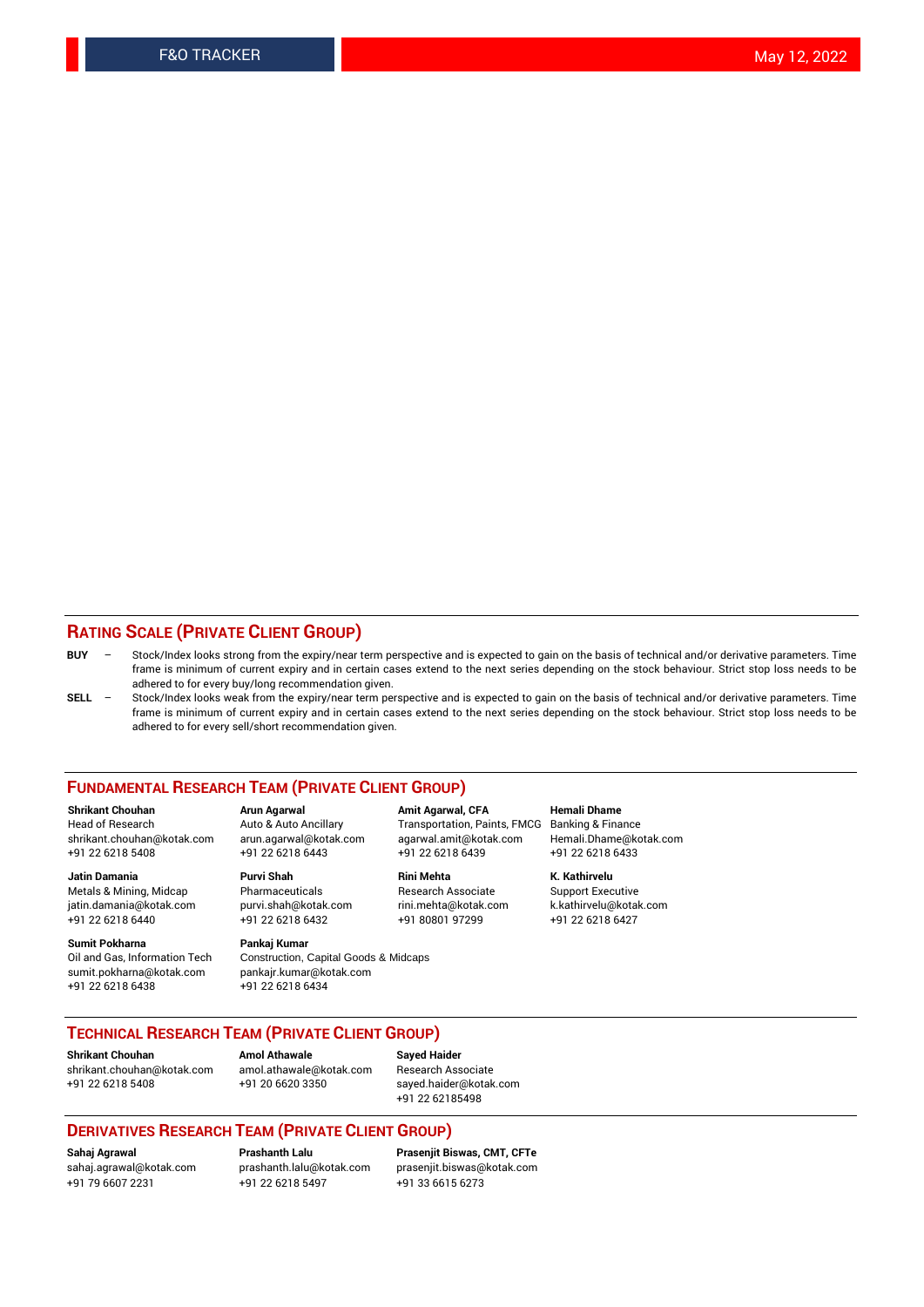## RATING SCALE (PRIVATE CLIENT GROUP)

**BUY** – Stock/Index looks strong from the expiry/near term perspective and is expected to gain on the basis of technical and/or derivative parameters. Time frame is minimum of current expiry and in certain cases extend to the next series depending on the stock behaviour. Strict stop loss needs to be adhered to for every buy/long recommendation given.

**SELL** – Stock/Index looks weak from the expiry/near term perspective and is expected to gain on the basis of technical and/or derivative parameters. Time frame is minimum of current expiry and in certain cases extend to the next series depending on the stock behaviour. Strict stop loss needs to be adhered to for every sell/short recommendation given.

## FUNDAMENTAL RESEARCH TEAM (PRIVATE CLIENT GROUP)

**Shrikant Chouhan**
Head of Research
shrikant.chouhan@kotak.com
+91 22 6218 5408

**Arun Agarwal**
Auto & Auto Ancillary
arun.agarwal@kotak.com
+91 22 6218 6443

**Amit Agarwal, CFA**
Transportation, Paints, FMCG
agarwal.amit@kotak.com
+91 22 6218 6439

**Hemali Dhame**
Banking & Finance
Hemali.Dhame@kotak.com
+91 22 6218 6433

**Jatin Damania**
Metals & Mining, Midcap
jatin.damania@kotak.com
+91 22 6218 6440

**Purvi Shah**
Pharmaceuticals
purvi.shah@kotak.com
+91 22 6218 6432

**Rini Mehta**
Research Associate
rini.mehta@kotak.com
+91 80801 97299

**K. Kathirvelu**
Support Executive
k.kathirvelu@kotak.com
+91 22 6218 6427

**Sumit Pokharna**
Oil and Gas, Information Tech
sumit.pokharna@kotak.com
+91 22 6218 6438

**Pankaj Kumar**
Construction, Capital Goods & Midcaps
pankajr.kumar@kotak.com
+91 22 6218 6434

## TECHNICAL RESEARCH TEAM (PRIVATE CLIENT GROUP)

**Shrikant Chouhan**
shrikant.chouhan@kotak.com
+91 22 6218 5408

**Amol Athawale**
amol.athawale@kotak.com
+91 20 6620 3350

**Sayed Haider**
Research Associate
sayed.haider@kotak.com
+91 22 62185498

## DERIVATIVES RESEARCH TEAM (PRIVATE CLIENT GROUP)

**Sahaj Agrawal**
sahaj.agrawal@kotak.com
+91 79 6607 2231

**Prashanth Lalu**
prashanth.lalu@kotak.com
+91 22 6218 5497

**Prasenjit Biswas, CMT, CFTe**
prasenjit.biswas@kotak.com
+91 33 6615 6273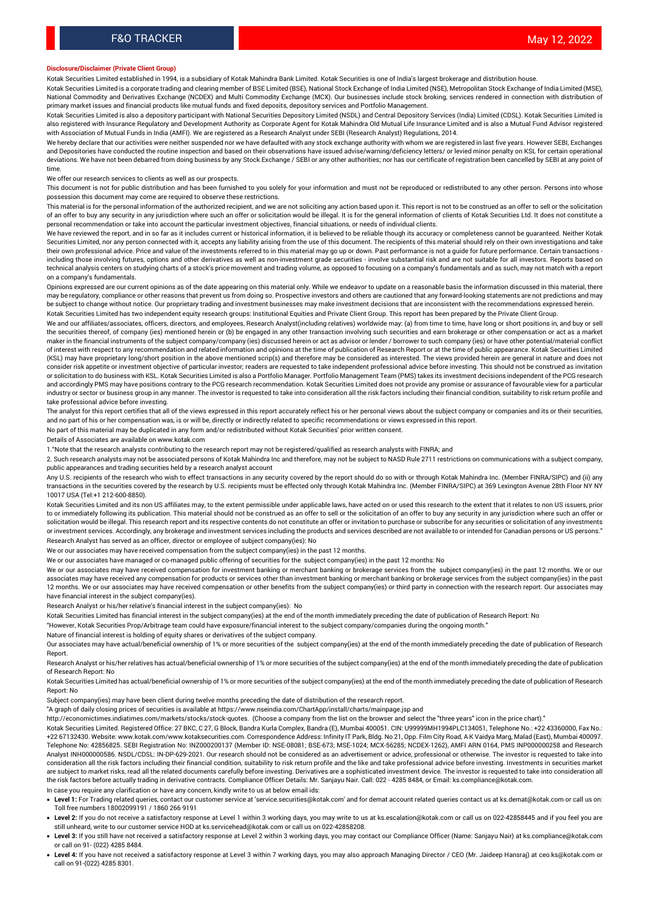**Disclosure/Disclaimer (Private Client Group)**

Kotak Securities Limited established in 1994, is a subsidiary of Kotak Mahindra Bank Limited. Kotak Securities is one of India's largest brokerage and distribution house.

Kotak Securities Limited is a corporate trading and clearing member of BSE Limited (BSE), National Stock Exchange of India Limited (NSE), Metropolitan Stock Exchange of India Limited (MSE), National Commodity and Derivatives Exchange (NCDEX) and Multi Commodity Exchange (MCX). Our businesses include stock broking, services rendered in connection with distribution of primary market issues and financial products like mutual funds and fixed deposits, depository services and Portfolio Management.

Kotak Securities Limited is also a depository participant with National Securities Depository Limited (NSDL) and Central Depository Services (India) Limited (CDSL). Kotak Securities Limited is also registered with Insurance Regulatory and Development Authority as Corporate Agent for Kotak Mahindra Old Mutual Life Insurance Limited and is also a Mutual Fund Advisor registered with Association of Mutual Funds in India (AMFI). We are registered as a Research Analyst under SEBI (Research Analyst) Regulations, 2014.

We hereby declare that our activities were neither suspended nor we have defaulted with any stock exchange authority with whom we are registered in last five years. However SEBI, Exchanges and Depositories have conducted the routine inspection and based on their observations have issued advise/warning/deficiency letters/ or levied minor penalty on KSL for certain operational deviations. We have not been debarred from doing business by any Stock Exchange / SEBI or any other authorities; nor has our certificate of registration been cancelled by SEBI at any point of time.

We offer our research services to clients as well as our prospects.

This document is not for public distribution and has been furnished to you solely for your information and must not be reproduced or redistributed to any other person. Persons into whose possession this document may come are required to observe these restrictions.

This material is for the personal information of the authorized recipient, and we are not soliciting any action based upon it. This report is not to be construed as an offer to sell or the solicitation of an offer to buy any security in any jurisdiction where such an offer or solicitation would be illegal. It is for the general information of clients of Kotak Securities Ltd. It does not constitute a personal recommendation or take into account the particular investment objectives, financial situations, or needs of individual clients.

We have reviewed the report, and in so far as it includes current or historical information, it is believed to be reliable though its accuracy or completeness cannot be guaranteed. Neither Kotak Securities Limited, nor any person connected with it, accepts any liability arising from the use of this document. The recipients of this material should rely on their own investigations and take their own professional advice. Price and value of the investments referred to in this material may go up or down. Past performance is not a guide for future performance. Certain transactions - including those involving futures, options and other derivatives as well as non-investment grade securities - involve substantial risk and are not suitable for all investors. Reports based on technical analysis centers on studying charts of a stock's price movement and trading volume, as opposed to focusing on a company's fundamentals and as such, may not match with a report on a company's fundamentals.

Opinions expressed are our current opinions as of the date appearing on this material only. While we endeavor to update on a reasonable basis the information discussed in this material, there may be regulatory, compliance or other reasons that prevent us from doing so. Prospective investors and others are cautioned that any forward-looking statements are not predictions and may be subject to change without notice. Our proprietary trading and investment businesses may make investment decisions that are inconsistent with the recommendations expressed herein.

Kotak Securities Limited has two independent equity research groups: Institutional Equities and Private Client Group. This report has been prepared by the Private Client Group.

We and our affiliates/associates, officers, directors, and employees, Research Analyst(including relatives) worldwide may: (a) from time to time, have long or short positions in, and buy or sell the securities thereof, of company (ies) mentioned herein or (b) be engaged in any other transaction involving such securities and earn brokerage or other compensation or act as a market maker in the financial instruments of the subject company/company (ies) discussed herein or act as advisor or lender / borrower to such company (ies) or have other potential/material conflict of interest with respect to any recommendation and related information and opinions at the time of publication of Research Report or at the time of public appearance. Kotak Securities Limited (KSL) may have proprietary long/short position in the above mentioned scrip(s) and therefore may be considered as interested. The views provided herein are general in nature and does not consider risk appetite or investment objective of particular investor; readers are requested to take independent professional advice before investing. This should not be construed as invitation or solicitation to do business with KSL. Kotak Securities Limited is also a Portfolio Manager. Portfolio Management Team (PMS) takes its investment decisions independent of the PCG research and accordingly PMS may have positions contrary to the PCG research recommendation. Kotak Securities Limited does not provide any promise or assurance of favourable view for a particular industry or sector or business group in any manner. The investor is requested to take into consideration all the risk factors including their financial condition, suitability to risk return profile and take professional advice before investing.

The analyst for this report certifies that all of the views expressed in this report accurately reflect his or her personal views about the subject company or companies and its or their securities, and no part of his or her compensation was, is or will be, directly or indirectly related to specific recommendations or views expressed in this report.

No part of this material may be duplicated in any form and/or redistributed without Kotak Securities' prior written consent.

Details of Associates are available on www.kotak.com

1."Note that the research analysts contributing to the research report may not be registered/qualified as research analysts with FINRA; and

2. Such research analysts may not be associated persons of Kotak Mahindra Inc and therefore, may not be subject to NASD Rule 2711 restrictions on communications with a subject company, public appearances and trading securities held by a research analyst account

Any U.S. recipients of the research who wish to effect transactions in any security covered by the report should do so with or through Kotak Mahindra Inc. (Member FINRA/SIPC) and (ii) any transactions in the securities covered by the research by U.S. recipients must be effected only through Kotak Mahindra Inc. (Member FINRA/SIPC) at 369 Lexington Avenue 28th Floor NY NY 10017 USA (Tel:+1 212-600-8850).

Kotak Securities Limited and its non US affiliates may, to the extent permissible under applicable laws, have acted on or used this research to the extent that it relates to non US issuers, prior to or immediately following its publication. This material should not be construed as an offer to sell or the solicitation of an offer to buy any security in any jurisdiction where such an offer or solicitation would be illegal. This research report and its respective contents do not constitute an offer or invitation to purchase or subscribe for any securities or solicitation of any investments or investment services. Accordingly, any brokerage and investment services including the products and services described are not available to or intended for Canadian persons or US persons."

Research Analyst has served as an officer, director or employee of subject company(ies): No

We or our associates may have received compensation from the subject company(ies) in the past 12 months.

We or our associates have managed or co-managed public offering of securities for the subject company(ies) in the past 12 months: No

We or our associates may have received compensation for investment banking or merchant banking or brokerage services from the subject company(ies) in the past 12 months. We or our associates may have received any compensation for products or services other than investment banking or merchant banking or brokerage services from the subject company(ies) in the past 12 months. We or our associates may have received compensation or other benefits from the subject company(ies) or third party in connection with the research report. Our associates may have financial interest in the subject company(ies).

Research Analyst or his/her relative's financial interest in the subject company(ies): No

Kotak Securities Limited has financial interest in the subject company(ies) at the end of the month immediately preceding the date of publication of Research Report: No

"However, Kotak Securities Prop/Arbitrage team could have exposure/financial interest to the subject company/companies during the ongoing month."

Nature of financial interest is holding of equity shares or derivatives of the subject company.

Our associates may have actual/beneficial ownership of 1% or more securities of the subject company(ies) at the end of the month immediately preceding the date of publication of Research Report.

Research Analyst or his/her relatives has actual/beneficial ownership of 1% or more securities of the subject company(ies) at the end of the month immediately preceding the date of publication of Research Report: No

Kotak Securities Limited has actual/beneficial ownership of 1% or more securities of the subject company(ies) at the end of the month immediately preceding the date of publication of Research Report: No

Subject company(ies) may have been client during twelve months preceding the date of distribution of the research report.

"A graph of daily closing prices of securities is available at https://www.nseindia.com/ChartApp/install/charts/mainpage.jsp and

http://economictimes.indiatimes.com/markets/stocks/stock-quotes. (Choose a company from the list on the browser and select the "three years" icon in the price chart)."

Kotak Securities Limited. Registered Office: 27 BKC, C 27, G Block, Bandra Kurla Complex, Bandra (E), Mumbai 400051. CIN: U99999MH1994PLC134051, Telephone No.: +22 43360000, Fax No.: +22 67132430. Website: www.kotak.com/www.kotaksecurities.com. Correspondence Address: Infinity IT Park, Bldg. No 21, Opp. Film City Road, A K Vaidya Marg, Malad (East), Mumbai 400097. Telephone No: 42856825. SEBI Registration No: INZ000200137 (Member ID: NSE-08081; BSE-673; MSE-1024; MCX-56285; NCDEX-1262), AMFI ARN 0164, PMS INP000000258 and Research Analyst INH000000586. NSDL/CDSL: IN-DP-629-2021. Our research should not be considered as an advertisement or advice, professional or otherwise. The investor is requested to take into consideration all the risk factors including their financial condition, suitability to risk return profile and the like and take professional advice before investing. Investments in securities market are subject to market risks, read all the related documents carefully before investing. Derivatives are a sophisticated investment device. The investor is requested to take into consideration all the risk factors before actually trading in derivative contracts. Compliance Officer Details: Mr. Sanjayu Nair. Call: 022 - 4285 8484, or Email: ks.compliance@kotak.com.

In case you require any clarification or have any concern, kindly write to us at below email ids:

- **Level 1:** For Trading related queries, contact our customer service at 'service.securities@kotak.com' and for demat account related queries contact us at ks.demat@kotak.com or call us on: Toll free numbers 18002099191 / 1860 266 9191
- **Level 2:** If you do not receive a satisfactory response at Level 1 within 3 working days, you may write to us at ks.escalation@kotak.com or call us on 022-42858445 and if you feel you are still unheard, write to our customer service HOD at ks.servicehead@kotak.com or call us on 022-42858208.
- **Level 3:** If you still have not received a satisfactory response at Level 2 within 3 working days, you may contact our Compliance Officer (Name: Sanjayu Nair) at ks.compliance@kotak.com or call on 91- (022) 4285 8484.
- **Level 4:** If you have not received a satisfactory response at Level 3 within 7 working days, you may also approach Managing Director / CEO (Mr. Jaideep Hansraj) at ceo.ks@kotak.com or call on 91-(022) 4285 8301.